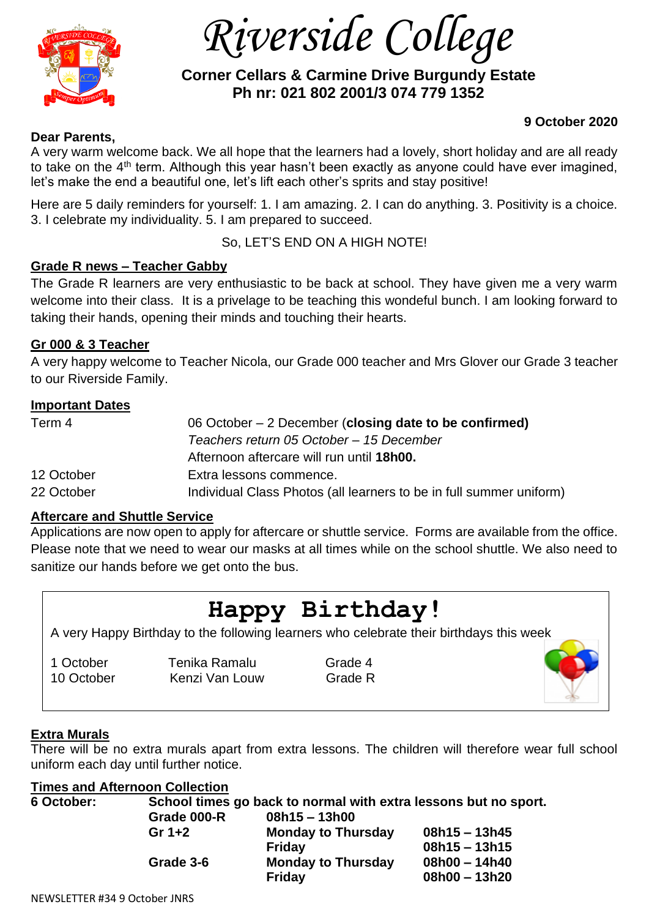# Riverside College

**Corner Cellars & Carmine Drive Burgundy Estate**
**Ph nr: 021 802 2001/3 074 779 1352**

**9 October 2020**

**Dear Parents,**

A very warm welcome back. We all hope that the learners had a lovely, short holiday and are all ready to take on the 4th term. Although this year hasn't been exactly as anyone could have ever imagined, let's make the end a beautiful one, let's lift each other's sprits and stay positive!

Here are 5 daily reminders for yourself: 1. I am amazing. 2. I can do anything. 3. Positivity is a choice. 3. I celebrate my individuality. 5. I am prepared to succeed.

So, LET'S END ON A HIGH NOTE!

## Grade R news – Teacher Gabby

The Grade R learners are very enthusiastic to be back at school. They have given me a very warm welcome into their class. It is a privelage to be teaching this wondeful bunch. I am looking forward to taking their hands, opening their minds and touching their hearts.

## Gr 000 & 3 Teacher

A very happy welcome to Teacher Nicola, our Grade 000 teacher and Mrs Glover our Grade 3 teacher to our Riverside Family.

## Important Dates

| | |
|---|---|
| Term 4 | 06 October – 2 December (**closing date to be confirmed)** |
| | *Teachers return 05 October – 15 December* |
| | Afternoon aftercare will run until **18h00.** |
| 12 October | Extra lessons commence. |
| 22 October | Individual Class Photos (all learners to be in full summer uniform) |

## Aftercare and Shuttle Service

Applications are now open to apply for aftercare or shuttle service. Forms are available from the office. Please note that we need to wear our masks at all times while on the school shuttle. We also need to sanitize our hands before we get onto the bus.

## Happy Birthday!

A very Happy Birthday to the following learners who celebrate their birthdays this week

| | | |
|---|---|---|
| 1 October | Tenika Ramalu | Grade 4 |
| 10 October | Kenzi Van Louw | Grade R |

## Extra Murals

There will be no extra murals apart from extra lessons. The children will therefore wear full school uniform each day until further notice.

## Times and Afternoon Collection

**6 October:** **School times go back to normal with extra lessons but no sport.**

| | | |
|---|---|---|
| **Grade 000-R** | **08h15 – 13h00** | |
| **Gr 1+2** | **Monday to Thursday** | **08h15 – 13h45** |
| | **Friday** | **08h15 – 13h15** |
| **Grade 3-6** | **Monday to Thursday** | **08h00 – 14h40** |
| | **Friday** | **08h00 – 13h20** |

NEWSLETTER #34 9 October JNRS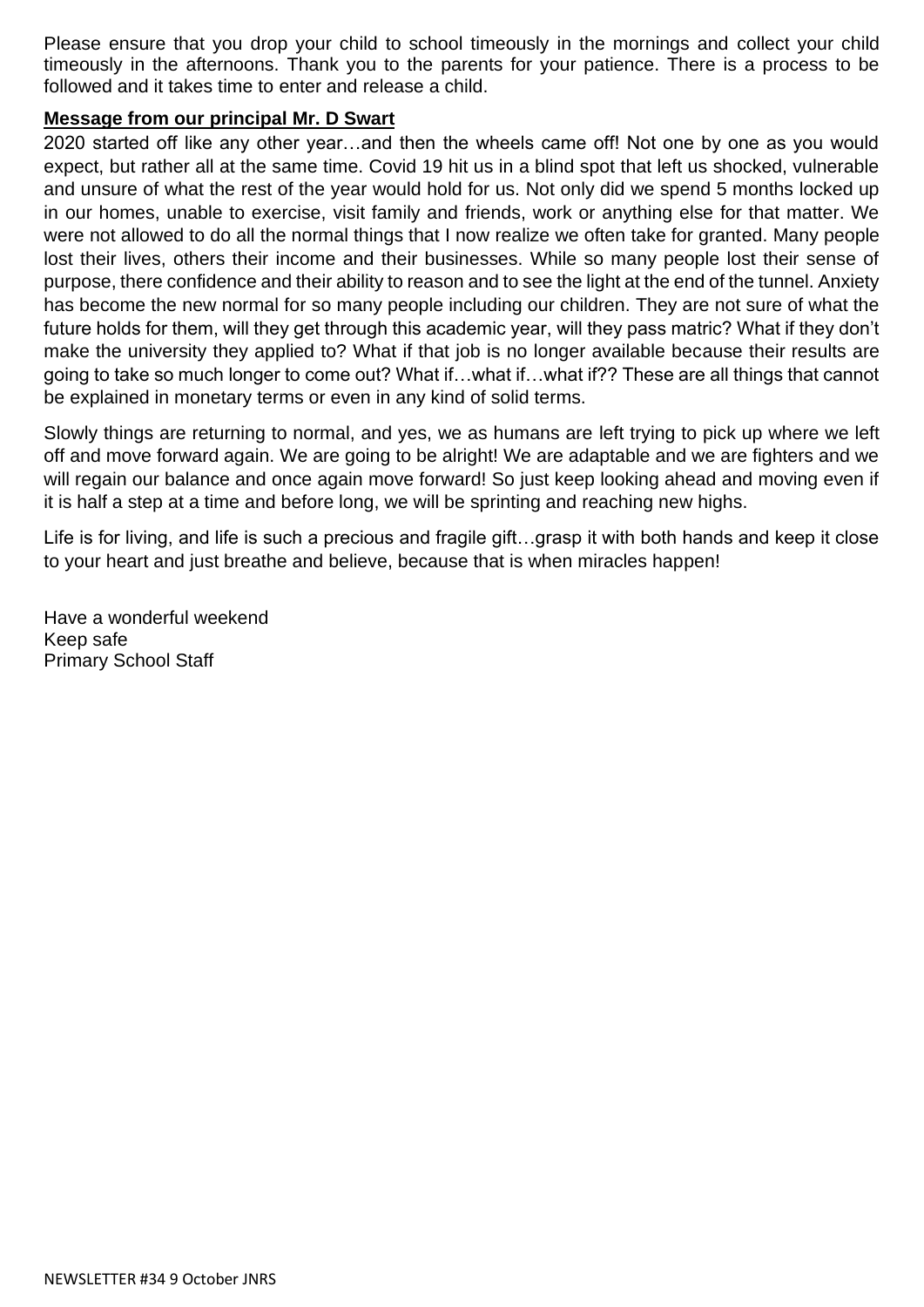Please ensure that you drop your child to school timeously in the mornings and collect your child timeously in the afternoons. Thank you to the parents for your patience. There is a process to be followed and it takes time to enter and release a child.

**Message from our principal Mr. D Swart**

2020 started off like any other year…and then the wheels came off! Not one by one as you would expect, but rather all at the same time. Covid 19 hit us in a blind spot that left us shocked, vulnerable and unsure of what the rest of the year would hold for us. Not only did we spend 5 months locked up in our homes, unable to exercise, visit family and friends, work or anything else for that matter. We were not allowed to do all the normal things that I now realize we often take for granted. Many people lost their lives, others their income and their businesses. While so many people lost their sense of purpose, there confidence and their ability to reason and to see the light at the end of the tunnel. Anxiety has become the new normal for so many people including our children. They are not sure of what the future holds for them, will they get through this academic year, will they pass matric? What if they don't make the university they applied to? What if that job is no longer available because their results are going to take so much longer to come out? What if…what if…what if?? These are all things that cannot be explained in monetary terms or even in any kind of solid terms.

Slowly things are returning to normal, and yes, we as humans are left trying to pick up where we left off and move forward again. We are going to be alright! We are adaptable and we are fighters and we will regain our balance and once again move forward! So just keep looking ahead and moving even if it is half a step at a time and before long, we will be sprinting and reaching new highs.

Life is for living, and life is such a precious and fragile gift…grasp it with both hands and keep it close to your heart and just breathe and believe, because that is when miracles happen!

Have a wonderful weekend
Keep safe
Primary School Staff